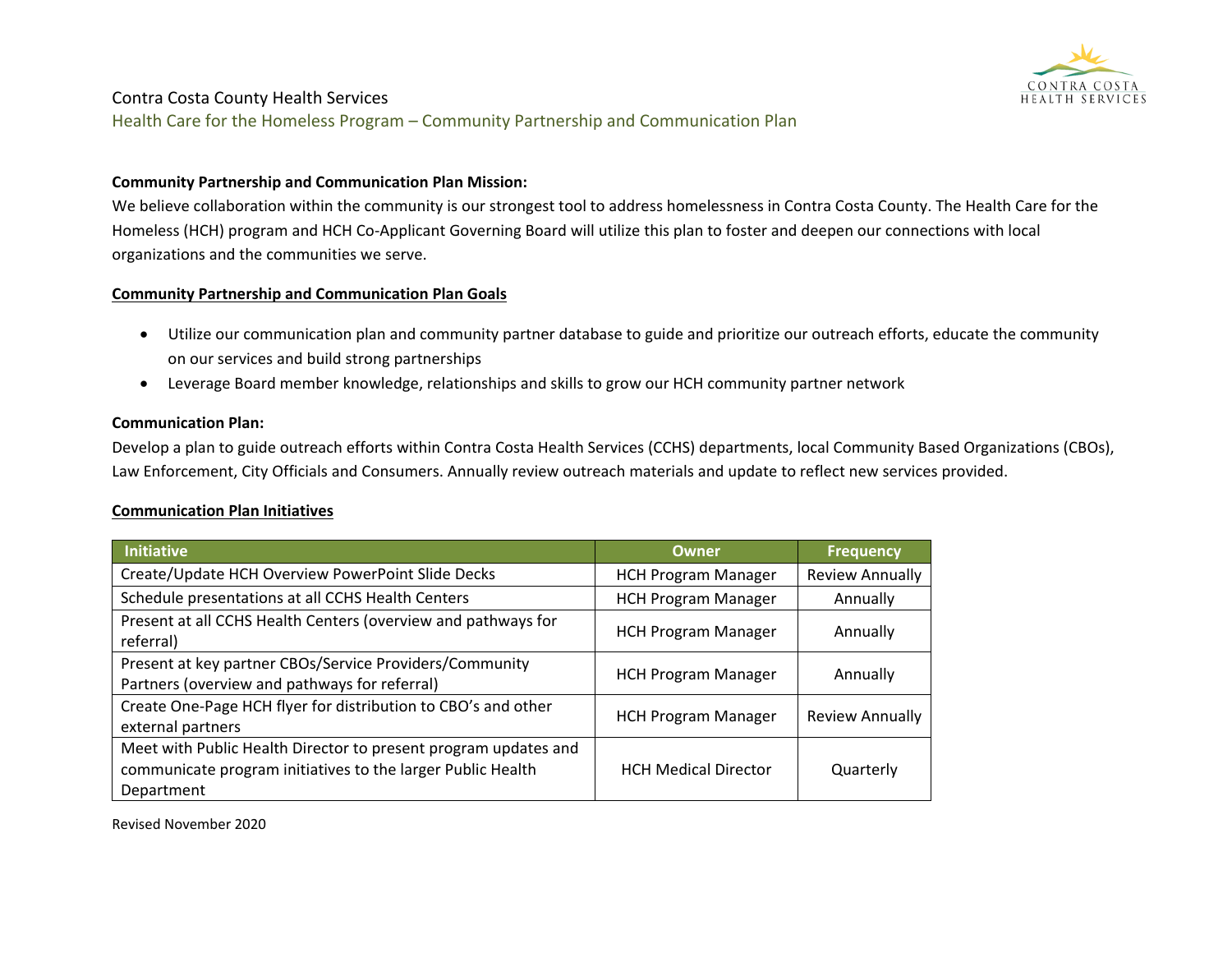Contra Costa County Health Services

Health Care for the Homeless Program – Community Partnership and Communication Plan

**Community Partnership and Communication Plan Mission:**

We believe collaboration within the community is our strongest tool to address homelessness in Contra Costa County. The Health Care for the Homeless (HCH) program and HCH Co-Applicant Governing Board will utilize this plan to foster and deepen our connections with local organizations and the communities we serve.

**Community Partnership and Communication Plan Goals**

- Utilize our communication plan and community partner database to guide and prioritize our outreach efforts, educate the community on our services and build strong partnerships
- Leverage Board member knowledge, relationships and skills to grow our HCH community partner network

**Communication Plan:**

Develop a plan to guide outreach efforts within Contra Costa Health Services (CCHS) departments, local Community Based Organizations (CBOs), Law Enforcement, City Officials and Consumers. Annually review outreach materials and update to reflect new services provided.

**Communication Plan Initiatives**

| Initiative | Owner | Frequency |
|---|---|---|
| Create/Update HCH Overview PowerPoint Slide Decks | HCH Program Manager | Review Annually |
| Schedule presentations at all CCHS Health Centers | HCH Program Manager | Annually |
| Present at all CCHS Health Centers (overview and pathways for referral) | HCH Program Manager | Annually |
| Present at key partner CBOs/Service Providers/Community Partners (overview and pathways for referral) | HCH Program Manager | Annually |
| Create One-Page HCH flyer for distribution to CBO's and other external partners | HCH Program Manager | Review Annually |
| Meet with Public Health Director to present program updates and communicate program initiatives to the larger Public Health Department | HCH Medical Director | Quarterly |

Revised November 2020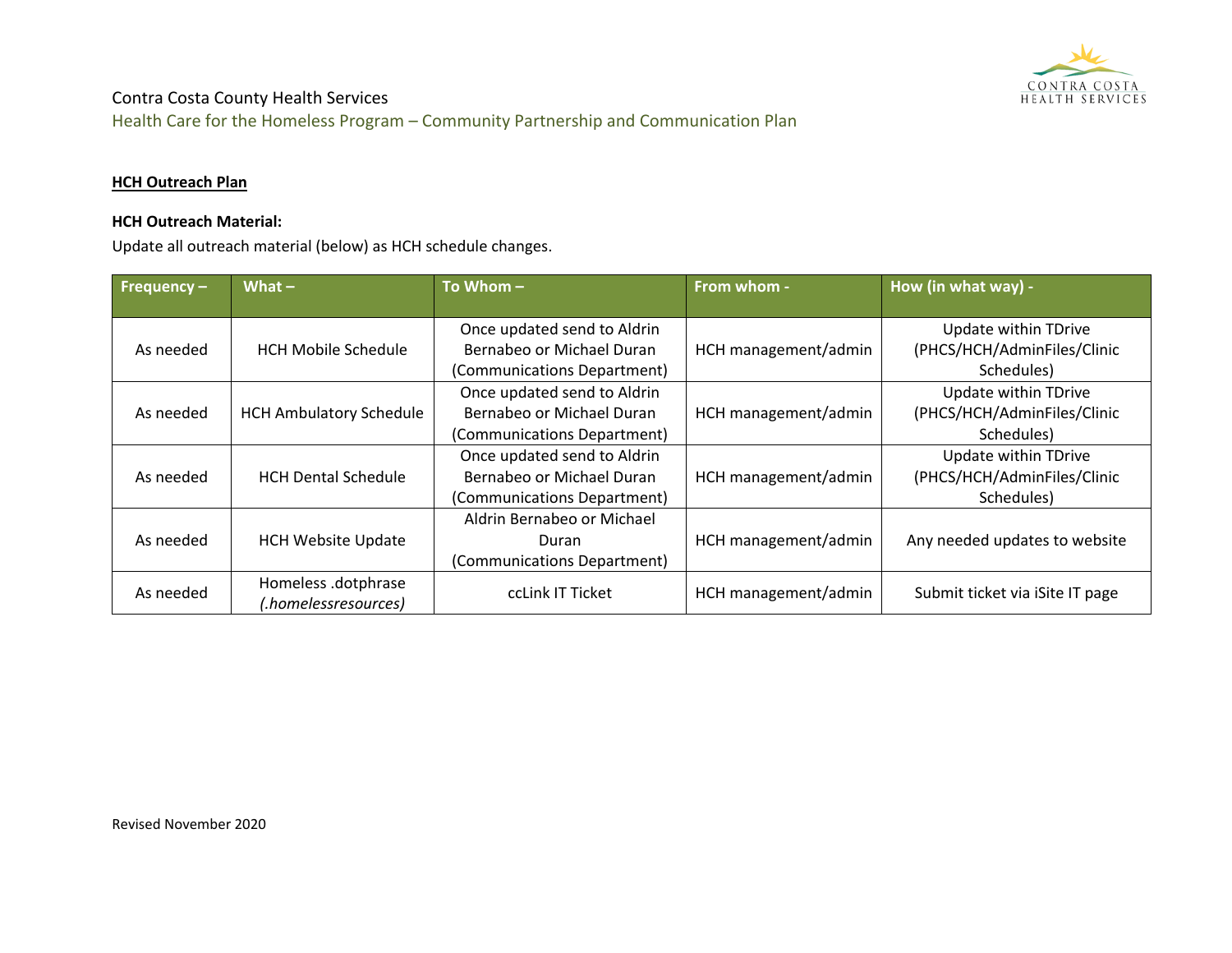Contra Costa County Health Services

Health Care for the Homeless Program – Community Partnership and Communication Plan

**HCH Outreach Plan**

**HCH Outreach Material:**

Update all outreach material (below) as HCH schedule changes.

| Frequency – | What – | To Whom – | From whom - | How (in what way) - |
|---|---|---|---|---|
| As needed | HCH Mobile Schedule | Once updated send to Aldrin Bernabeo or Michael Duran (Communications Department) | HCH management/admin | Update within TDrive (PHCS/HCH/AdminFiles/Clinic Schedules) |
| As needed | HCH Ambulatory Schedule | Once updated send to Aldrin Bernabeo or Michael Duran (Communications Department) | HCH management/admin | Update within TDrive (PHCS/HCH/AdminFiles/Clinic Schedules) |
| As needed | HCH Dental Schedule | Once updated send to Aldrin Bernabeo or Michael Duran (Communications Department) | HCH management/admin | Update within TDrive (PHCS/HCH/AdminFiles/Clinic Schedules) |
| As needed | HCH Website Update | Aldrin Bernabeo or Michael Duran (Communications Department) | HCH management/admin | Any needed updates to website |
| As needed | Homeless .dotphrase *(.homelessresources)* | ccLink IT Ticket | HCH management/admin | Submit ticket via iSite IT page |

Revised November 2020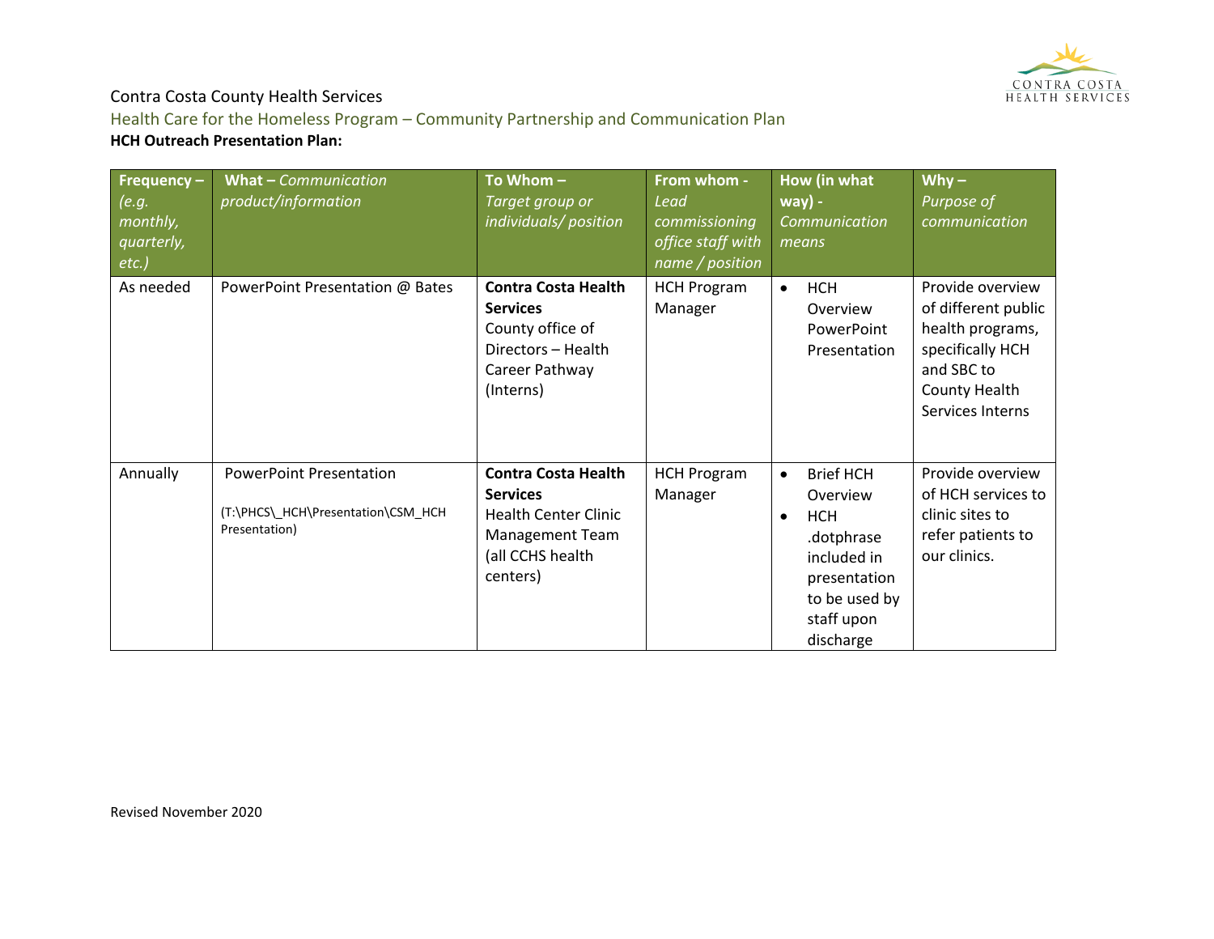Contra Costa County Health Services

Health Care for the Homeless Program – Community Partnership and Communication Plan

**HCH Outreach Presentation Plan:**

| **Frequency –** *(e.g. monthly, quarterly, etc.)* | **What –** *Communication product/information* | **To Whom –** *Target group or individuals/ position* | **From whom -** *Lead commissioning office staff with name / position* | **How (in what way) -** *Communication means* | **Why –** *Purpose of communication* |
|---|---|---|---|---|---|
| As needed | PowerPoint Presentation @ Bates | **Contra Costa Health Services** County office of Directors – Health Career Pathway (Interns) | HCH Program Manager | • HCH Overview PowerPoint Presentation | Provide overview of different public health programs, specifically HCH and SBC to County Health Services Interns |
| Annually | PowerPoint Presentation (T:\PHCS\_HCH\Presentation\CSM_HCH Presentation) | **Contra Costa Health Services** Health Center Clinic Management Team (all CCHS health centers) | HCH Program Manager | • Brief HCH Overview<br>• HCH .dotphrase included in presentation to be used by staff upon discharge | Provide overview of HCH services to clinic sites to refer patients to our clinics. |

Revised November 2020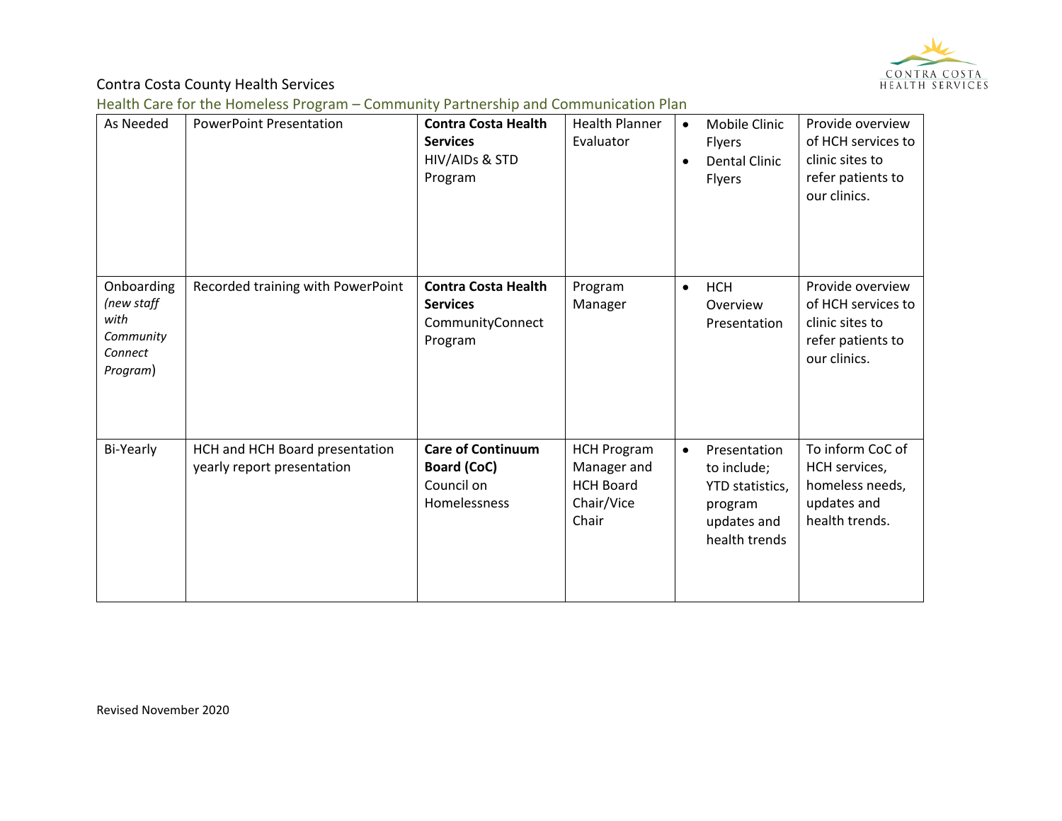| As Needed | PowerPoint Presentation | **Contra Costa Health Services** HIV/AIDs & STD Program | Health Planner Evaluator | • Mobile Clinic Flyers<br>• Dental Clinic Flyers | Provide overview of HCH services to clinic sites to refer patients to our clinics. |
|---|---|---|---|---|---|
| Onboarding *(new staff with Community Connect Program)* | Recorded training with PowerPoint | **Contra Costa Health Services** CommunityConnect Program | Program Manager | • HCH Overview Presentation | Provide overview of HCH services to clinic sites to refer patients to our clinics. |
| Bi-Yearly | HCH and HCH Board presentation yearly report presentation | **Care of Continuum Board (CoC)** Council on Homelessness | HCH Program Manager and HCH Board Chair/Vice Chair | • Presentation to include; YTD statistics, program updates and health trends | To inform CoC of HCH services, homeless needs, updates and health trends. |

Revised November 2020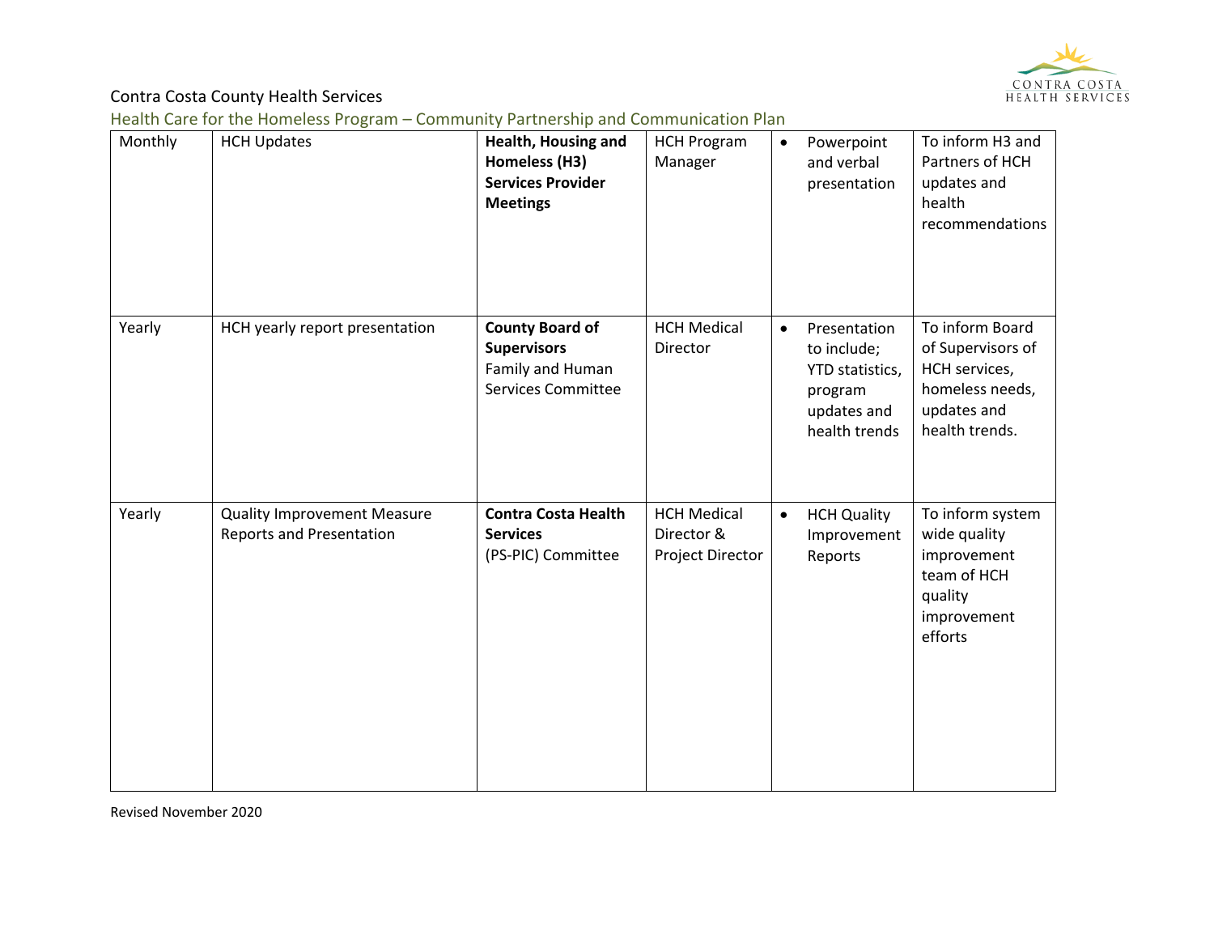Contra Costa County Health Services

Health Care for the Homeless Program – Community Partnership and Communication Plan

| | | | | | |
|---|---|---|---|---|---|
| Monthly | HCH Updates | **Health, Housing and Homeless (H3) Services Provider Meetings** | HCH Program Manager | • Powerpoint and verbal presentation | To inform H3 and Partners of HCH updates and health recommendations |
| Yearly | HCH yearly report presentation | **County Board of Supervisors** Family and Human Services Committee | HCH Medical Director | • Presentation to include; YTD statistics, program updates and health trends | To inform Board of Supervisors of HCH services, homeless needs, updates and health trends. |
| Yearly | Quality Improvement Measure Reports and Presentation | **Contra Costa Health Services** (PS-PIC) Committee | HCH Medical Director & Project Director | • HCH Quality Improvement Reports | To inform system wide quality improvement team of HCH quality improvement efforts |

Revised November 2020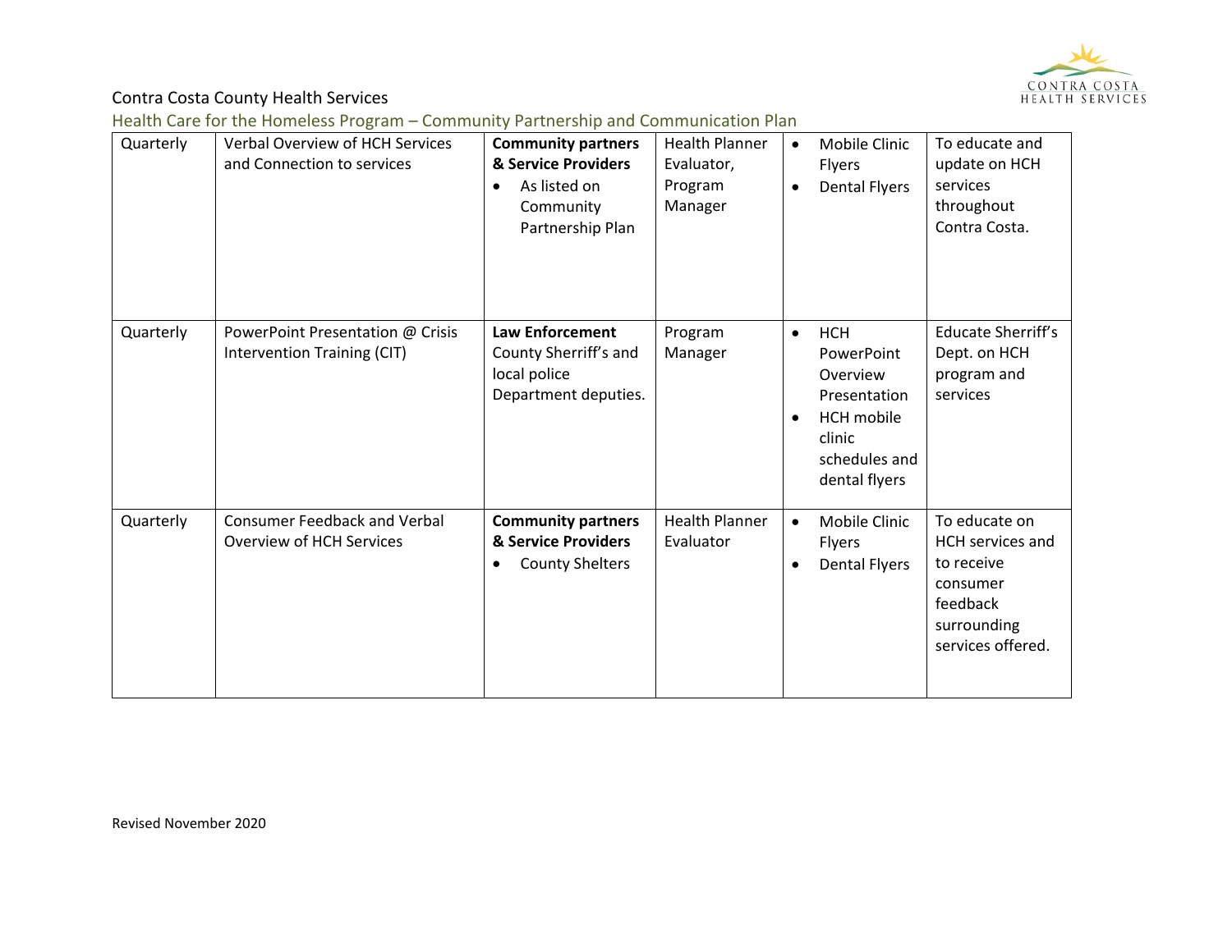| Quarterly | Verbal Overview of HCH Services and Connection to services | **Community partners & Service Providers**<br>• As listed on Community Partnership Plan | Health Planner Evaluator, Program Manager | • Mobile Clinic Flyers<br>• Dental Flyers | To educate and update on HCH services throughout Contra Costa. |
|---|---|---|---|---|---|
| Quarterly | PowerPoint Presentation @ Crisis Intervention Training (CIT) | **Law Enforcement** County Sherriff's and local police Department deputies. | Program Manager | • HCH PowerPoint Overview Presentation<br>• HCH mobile clinic schedules and dental flyers | Educate Sherriff's Dept. on HCH program and services |
| Quarterly | Consumer Feedback and Verbal Overview of HCH Services | **Community partners & Service Providers**<br>• County Shelters | Health Planner Evaluator | • Mobile Clinic Flyers<br>• Dental Flyers | To educate on HCH services and to receive consumer feedback surrounding services offered. |

Revised November 2020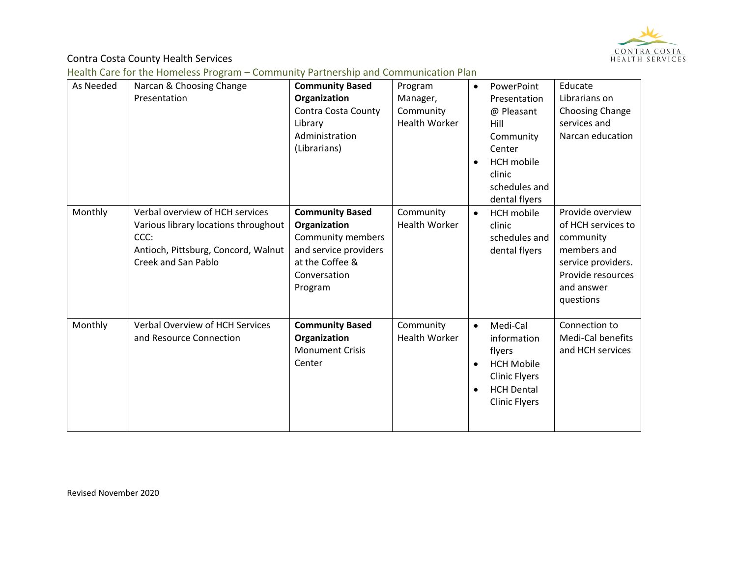Contra Costa County Health Services

Health Care for the Homeless Program – Community Partnership and Communication Plan

| | | | | | |
|---|---|---|---|---|---|
| As Needed | Narcan & Choosing Change Presentation | **Community Based Organization** Contra Costa County Library Administration (Librarians) | Program Manager, Community Health Worker | • PowerPoint Presentation @ Pleasant Hill Community Center<br>• HCH mobile clinic schedules and dental flyers | Educate Librarians on Choosing Change services and Narcan education |
| Monthly | Verbal overview of HCH services Various library locations throughout CCC: Antioch, Pittsburg, Concord, Walnut Creek and San Pablo | **Community Based Organization** Community members and service providers at the Coffee & Conversation Program | Community Health Worker | • HCH mobile clinic schedules and dental flyers | Provide overview of HCH services to community members and service providers. Provide resources and answer questions |
| Monthly | Verbal Overview of HCH Services and Resource Connection | **Community Based Organization** Monument Crisis Center | Community Health Worker | • Medi-Cal information flyers<br>• HCH Mobile Clinic Flyers<br>• HCH Dental Clinic Flyers | Connection to Medi-Cal benefits and HCH services |

Revised November 2020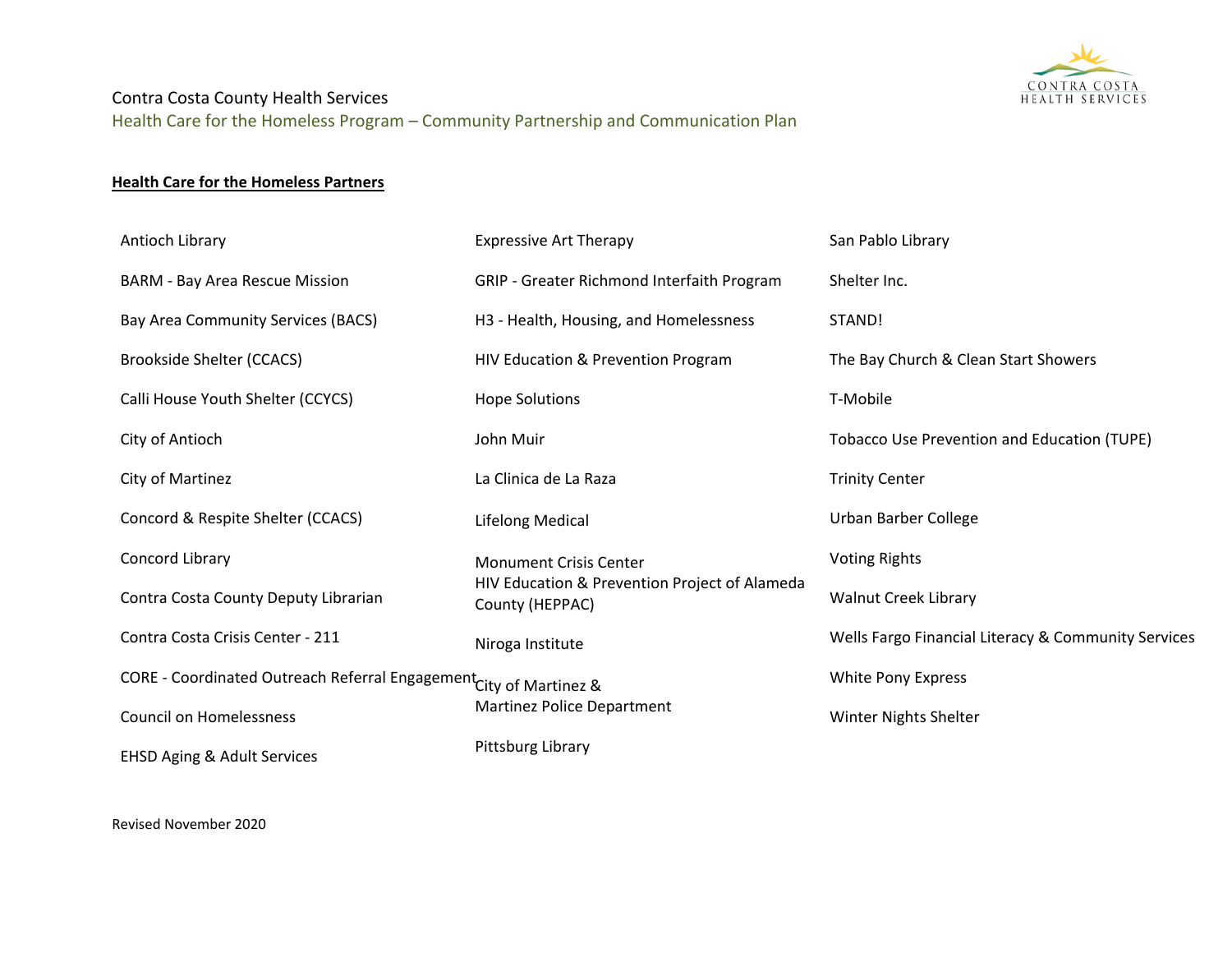Contra Costa County Health Services

Health Care for the Homeless Program – Community Partnership and Communication Plan

**Health Care for the Homeless Partners**

- Antioch Library
- BARM - Bay Area Rescue Mission
- Bay Area Community Services (BACS)
- Brookside Shelter (CCACS)
- Calli House Youth Shelter (CCYCS)
- City of Antioch
- City of Martinez
- Concord & Respite Shelter (CCACS)
- Concord Library
- Contra Costa County Deputy Librarian
- Contra Costa Crisis Center - 211
- CORE - Coordinated Outreach Referral Engagement
- Council on Homelessness
- EHSD Aging & Adult Services
- Expressive Art Therapy
- GRIP - Greater Richmond Interfaith Program
- H3 - Health, Housing, and Homelessness
- HIV Education & Prevention Program
- Hope Solutions
- John Muir
- La Clinica de La Raza
- Lifelong Medical
- Monument Crisis Center
- HIV Education & Prevention Project of Alameda County (HEPPAC)
- Niroga Institute
- City of Martinez & Martinez Police Department
- Pittsburg Library
- San Pablo Library
- Shelter Inc.
- STAND!
- The Bay Church & Clean Start Showers
- T-Mobile
- Tobacco Use Prevention and Education (TUPE)
- Trinity Center
- Urban Barber College
- Voting Rights
- Walnut Creek Library
- Wells Fargo Financial Literacy & Community Services
- White Pony Express
- Winter Nights Shelter

Revised November 2020